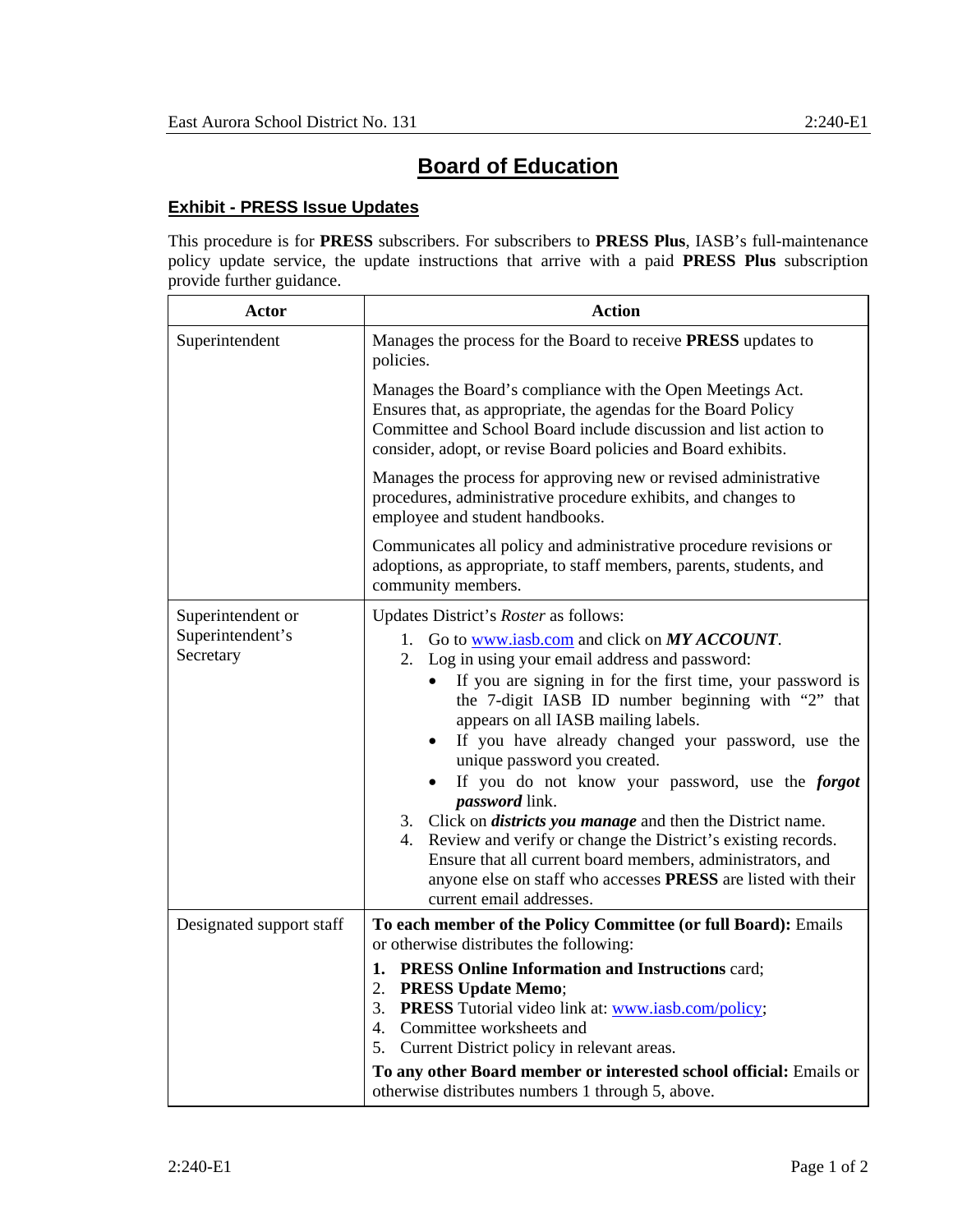# Board of Education

## Exhibit - PRESS Issue Updates

This procedure is for **PRESS** subscribers. For subscribers to **PRESS Plus**, IASB's full-maintenance policy update service, the update instructions that arrive with a paid **PRESS Plus** subscription provide further guidance.

| Actor | Action |
|---|---|
| Superintendent | Manages the process for the Board to receive **PRESS** updates to policies.<br><br>Manages the Board's compliance with the Open Meetings Act. Ensures that, as appropriate, the agendas for the Board Policy Committee and School Board include discussion and list action to consider, adopt, or revise Board policies and Board exhibits.<br><br>Manages the process for approving new or revised administrative procedures, administrative procedure exhibits, and changes to employee and student handbooks.<br><br>Communicates all policy and administrative procedure revisions or adoptions, as appropriate, to staff members, parents, students, and community members. |
| Superintendent or Superintendent's Secretary | Updates District's *Roster* as follows:<br>1. Go to www.iasb.com and click on ***MY ACCOUNT***.<br>2. Log in using your email address and password:<br>• If you are signing in for the first time, your password is the 7-digit IASB ID number beginning with "2" that appears on all IASB mailing labels.<br>• If you have already changed your password, use the unique password you created.<br>• If you do not know your password, use the ***forgot password*** link.<br>3. Click on ***districts you manage*** and then the District name.<br>4. Review and verify or change the District's existing records. Ensure that all current board members, administrators, and anyone else on staff who accesses **PRESS** are listed with their current email addresses. |
| Designated support staff | **To each member of the Policy Committee (or full Board):** Emails or otherwise distributes the following:<br>1. **PRESS Online Information and Instructions** card;<br>2. **PRESS Update Memo**;<br>3. **PRESS** Tutorial video link at: www.iasb.com/policy;<br>4. Committee worksheets and<br>5. Current District policy in relevant areas.<br><br>**To any other Board member or interested school official:** Emails or otherwise distributes numbers 1 through 5, above. |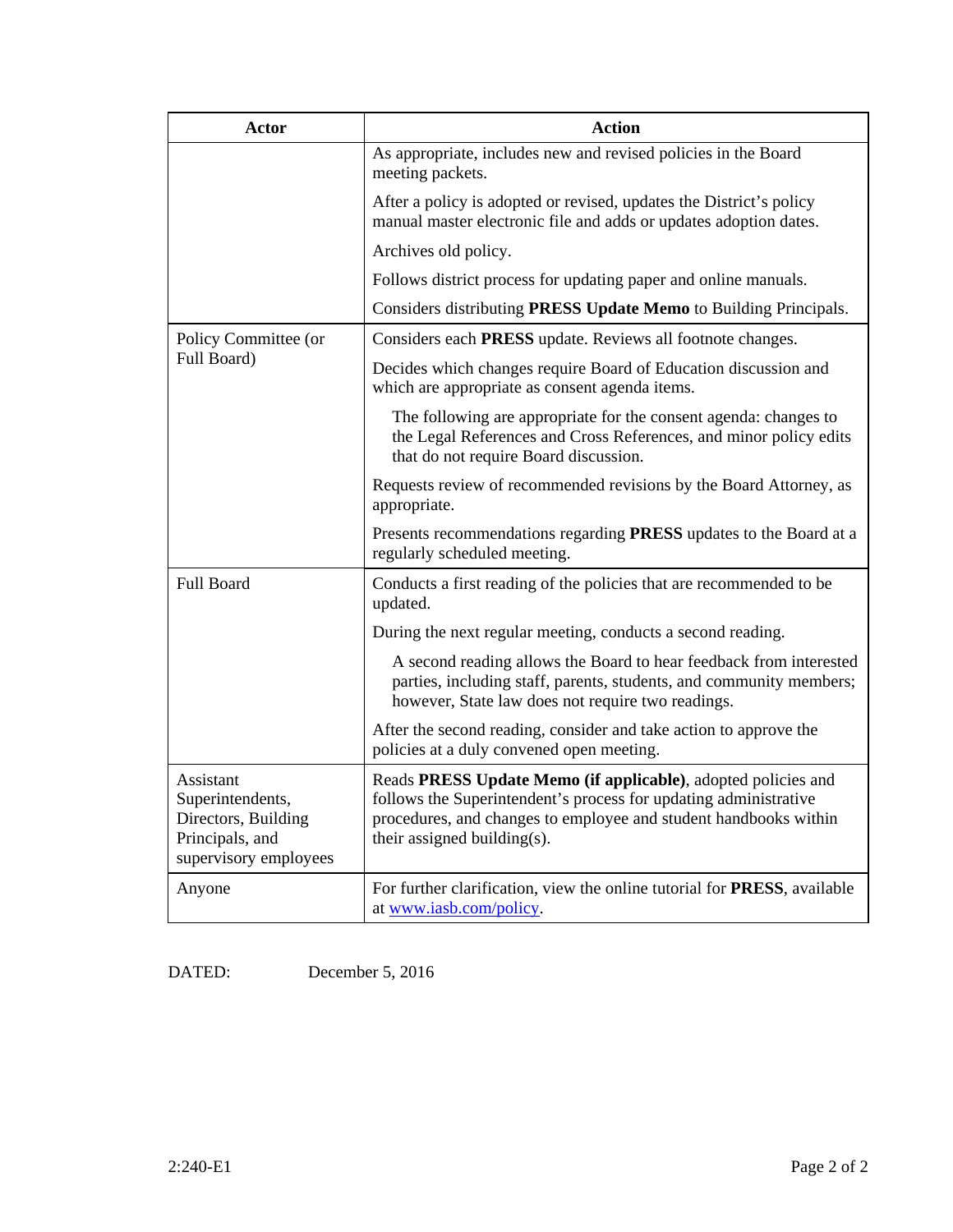| Actor | Action |
|---|---|
| | As appropriate, includes new and revised policies in the Board meeting packets.<br><br>After a policy is adopted or revised, updates the District's policy manual master electronic file and adds or updates adoption dates.<br><br>Archives old policy.<br><br>Follows district process for updating paper and online manuals.<br><br>Considers distributing **PRESS Update Memo** to Building Principals. |
| Policy Committee (or Full Board) | Considers each **PRESS** update. Reviews all footnote changes.<br><br>Decides which changes require Board of Education discussion and which are appropriate as consent agenda items.<br><br>The following are appropriate for the consent agenda: changes to the Legal References and Cross References, and minor policy edits that do not require Board discussion.<br><br>Requests review of recommended revisions by the Board Attorney, as appropriate.<br><br>Presents recommendations regarding **PRESS** updates to the Board at a regularly scheduled meeting. |
| Full Board | Conducts a first reading of the policies that are recommended to be updated.<br><br>During the next regular meeting, conducts a second reading.<br><br>A second reading allows the Board to hear feedback from interested parties, including staff, parents, students, and community members; however, State law does not require two readings.<br><br>After the second reading, consider and take action to approve the policies at a duly convened open meeting. |
| Assistant Superintendents, Directors, Building Principals, and supervisory employees | Reads **PRESS Update Memo (if applicable)**, adopted policies and follows the Superintendent's process for updating administrative procedures, and changes to employee and student handbooks within their assigned building(s). |
| Anyone | For further clarification, view the online tutorial for **PRESS**, available at [www.iasb.com/policy](http://www.iasb.com/policy). |

DATED: December 5, 2016

2:240-E1